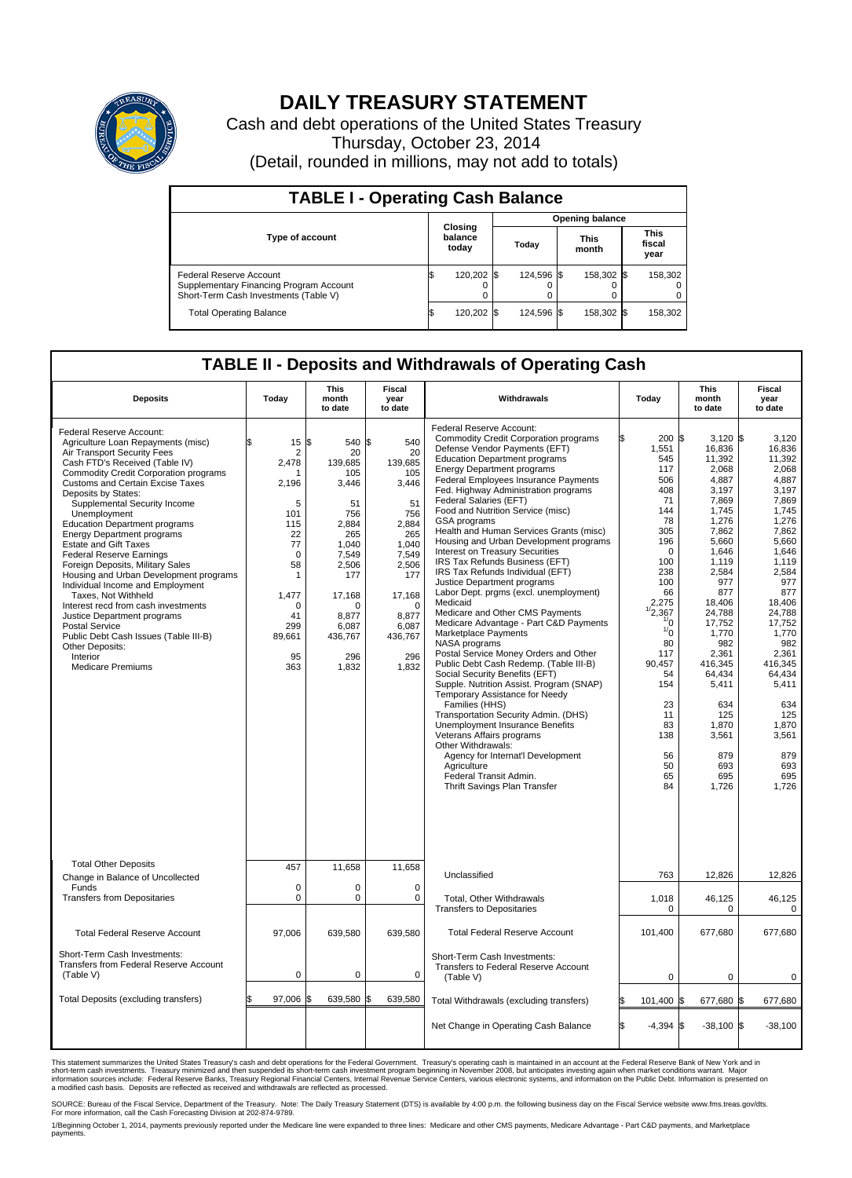# DAILY TREASURY STATEMENT

Cash and debt operations of the United States Treasury

Thursday, October 23, 2014

(Detail, rounded in millions, may not add to totals)

## TABLE I - Operating Cash Balance

| Type of account | Closing balance today | Opening balance Today | Opening balance This month | Opening balance This fiscal year |
|---|---|---|---|---|
| Federal Reserve Account | $ 120,202 | $ 124,596 | $ 158,302 | $ 158,302 |
| Supplementary Financing Program Account | 0 | 0 | 0 | 0 |
| Short-Term Cash Investments (Table V) | 0 | 0 | 0 | 0 |
| Total Operating Balance | $ 120,202 | $ 124,596 | $ 158,302 | $ 158,302 |

## TABLE II - Deposits and Withdrawals of Operating Cash

| Deposits | Today | This month to date | Fiscal year to date |
|---|---|---|---|
| Federal Reserve Account: | | | |
| Agriculture Loan Repayments (misc) | $ 15 | $ 540 | $ 540 |
| Air Transport Security Fees | 2 | 20 | 20 |
| Cash FTD's Received (Table IV) | 2,478 | 139,685 | 139,685 |
| Commodity Credit Corporation programs | 1 | 105 | 105 |
| Customs and Certain Excise Taxes | 2,196 | 3,446 | 3,446 |
| Deposits by States: | | | |
| Supplemental Security Income | 5 | 51 | 51 |
| Unemployment | 101 | 756 | 756 |
| Education Department programs | 115 | 2,884 | 2,884 |
| Energy Department programs | 22 | 265 | 265 |
| Estate and Gift Taxes | 77 | 1,040 | 1,040 |
| Federal Reserve Earnings | 0 | 7,549 | 7,549 |
| Foreign Deposits, Military Sales | 58 | 2,506 | 2,506 |
| Housing and Urban Development programs | 1 | 177 | 177 |
| Individual Income and Employment Taxes, Not Withheld | 1,477 | 17,168 | 17,168 |
| Interest recd from cash investments | 0 | 0 | 0 |
| Justice Department programs | 41 | 8,877 | 8,877 |
| Postal Service | 299 | 6,087 | 6,087 |
| Public Debt Cash Issues (Table III-B) | 89,661 | 436,767 | 436,767 |
| Other Deposits: | | | |
| Interior | 95 | 296 | 296 |
| Medicare Premiums | 363 | 1,832 | 1,832 |
| Total Other Deposits | 457 | 11,658 | 11,658 |
| Change in Balance of Uncollected Funds | 0 | 0 | 0 |
| Transfers from Depositaries | 0 | 0 | 0 |
| Total Federal Reserve Account | 97,006 | 639,580 | 639,580 |
| Short-Term Cash Investments: Transfers from Federal Reserve Account (Table V) | 0 | 0 | 0 |
| Total Deposits (excluding transfers) | $ 97,006 | $ 639,580 | $ 639,580 |

| Withdrawals | Today | This month to date | Fiscal year to date |
|---|---|---|---|
| Federal Reserve Account: | | | |
| Commodity Credit Corporation programs | $ 200 | $ 3,120 | $ 3,120 |
| Defense Vendor Payments (EFT) | 1,551 | 16,836 | 16,836 |
| Education Department programs | 545 | 11,392 | 11,392 |
| Energy Department programs | 117 | 2,068 | 2,068 |
| Federal Employees Insurance Payments | 506 | 4,887 | 4,887 |
| Fed. Highway Administration programs | 408 | 3,197 | 3,197 |
| Federal Salaries (EFT) | 71 | 7,869 | 7,869 |
| Food and Nutrition Service (misc) | 144 | 1,745 | 1,745 |
| GSA programs | 78 | 1,276 | 1,276 |
| Health and Human Services Grants (misc) | 305 | 7,862 | 7,862 |
| Housing and Urban Development programs | 196 | 5,660 | 5,660 |
| Interest on Treasury Securities | 0 | 1,646 | 1,646 |
| IRS Tax Refunds Business (EFT) | 100 | 1,119 | 1,119 |
| IRS Tax Refunds Individual (EFT) | 238 | 2,584 | 2,584 |
| Justice Department programs | 100 | 977 | 977 |
| Labor Dept. prgms (excl. unemployment) | 66 | 877 | 877 |
| Medicaid | 2,275 | 18,406 | 18,406 |
| Medicare and Other CMS Payments | [1] 2,367 | 24,788 | 24,788 |
| Medicare Advantage - Part C&D Payments | [1] 0 | 17,752 | 17,752 |
| Marketplace Payments | [1] 0 | 1,770 | 1,770 |
| NASA programs | 80 | 982 | 982 |
| Postal Service Money Orders and Other | 117 | 2,361 | 2,361 |
| Public Debt Cash Redemp. (Table III-B) | 90,457 | 416,345 | 416,345 |
| Social Security Benefits (EFT) | 54 | 64,434 | 64,434 |
| Supple. Nutrition Assist. Program (SNAP) | 154 | 5,411 | 5,411 |
| Temporary Assistance for Needy Families (HHS) | 23 | 634 | 634 |
| Transportation Security Admin. (DHS) | 11 | 125 | 125 |
| Unemployment Insurance Benefits | 83 | 1,870 | 1,870 |
| Veterans Affairs programs | 138 | 3,561 | 3,561 |
| Other Withdrawals: | | | |
| Agency for Internat'l Development | 56 | 879 | 879 |
| Agriculture | 50 | 693 | 693 |
| Federal Transit Admin. | 65 | 695 | 695 |
| Thrift Savings Plan Transfer | 84 | 1,726 | 1,726 |
| Unclassified | 763 | 12,826 | 12,826 |
| Total, Other Withdrawals | 1,018 | 46,125 | 46,125 |
| Transfers to Depositaries | 0 | 0 | 0 |
| Total Federal Reserve Account | 101,400 | 677,680 | 677,680 |
| Short-Term Cash Investments: Transfers to Federal Reserve Account (Table V) | 0 | 0 | 0 |
| Total Withdrawals (excluding transfers) | $ 101,400 | $ 677,680 | $ 677,680 |
| Net Change in Operating Cash Balance | $ -4,394 | $ -38,100 | $ -38,100 |

This statement summarizes the United States Treasury's cash and debt operations for the Federal Government. Treasury's operating cash is maintained in an account at the Federal Reserve Bank of New York and in short-term cash investments. Treasury minimized and then suspended its short-term cash investment program beginning in November 2008, but anticipates investing again when market conditions warrant. Major information sources include: Federal Reserve Banks, Treasury Regional Financial Centers, Internal Revenue Service Centers, various electronic systems, and information on the Public Debt. Information is presented on a modified cash basis. Deposits are reflected as received and withdrawals are reflected as processed.

SOURCE: Bureau of the Fiscal Service, Department of the Treasury. Note: The Daily Treasury Statement (DTS) is available by 4:00 p.m. the following business day on the Fiscal Service website www.fms.treas.gov/dts. For more information, call the Cash Forecasting Division at 202-874-9789.

1/Beginning October 1, 2014, payments previously reported under the Medicare line were expanded to three lines: Medicare and other CMS payments, Medicare Advantage - Part C&D payments, and Marketplace payments.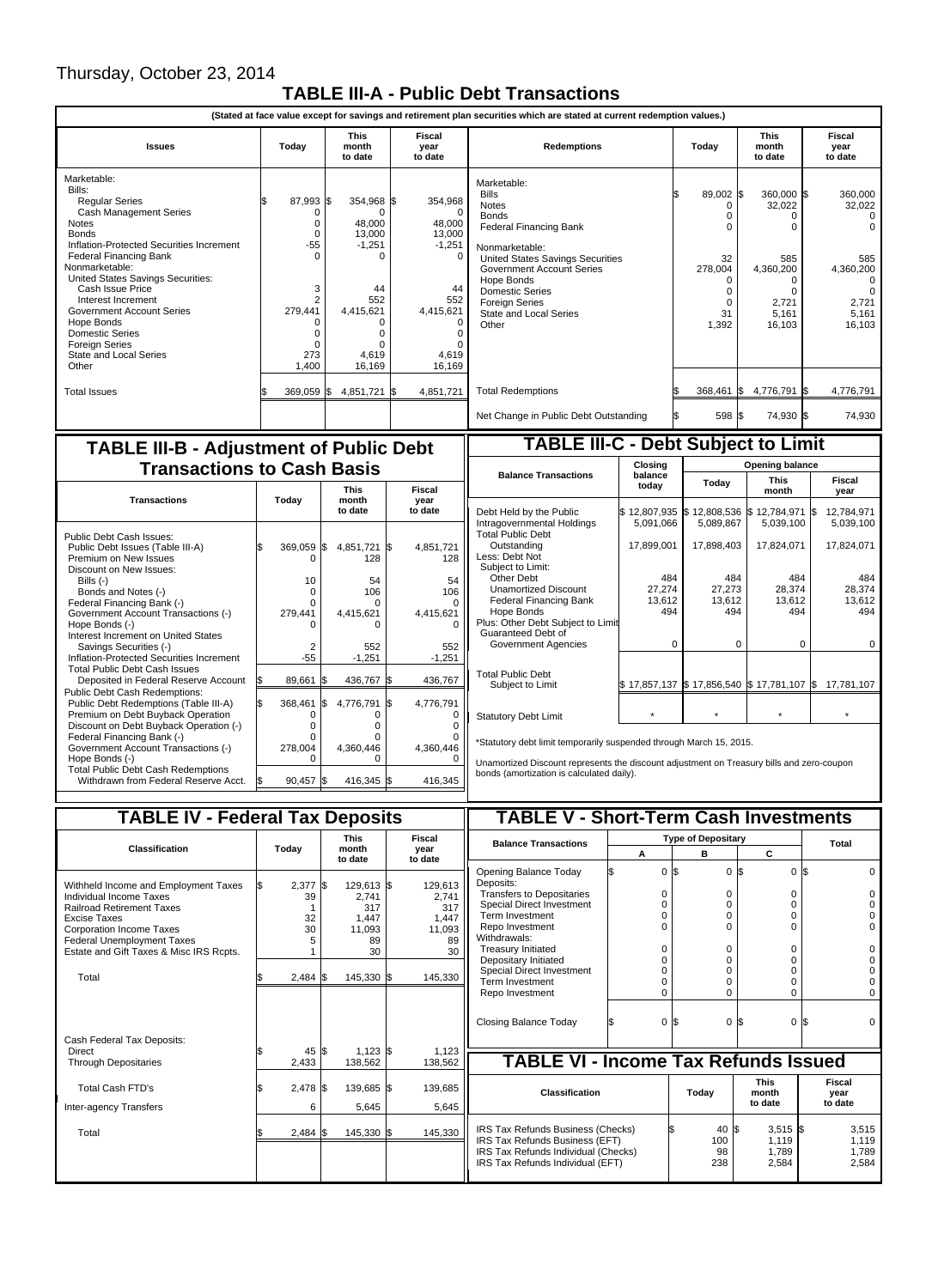Thursday, October 23, 2014

# TABLE III-A - Public Debt Transactions

(Stated at face value except for savings and retirement plan securities which are stated at current redemption values.)

| Issues | Today | This month to date | Fiscal year to date | Redemptions | Today | This month to date | Fiscal year to date |
|---|---|---|---|---|---|---|---|
| Marketable: | | | | Marketable: | | | |
| Bills: | | | | Bills | $ 89,002 | $ 360,000 | $ 360,000 |
| Regular Series | $ 87,993 | $ 354,968 | $ 354,968 | Notes | 0 | 32,022 | 32,022 |
| Cash Management Series | 0 | 0 | 0 | Bonds | 0 | 0 | 0 |
| Notes | 0 | 48,000 | 48,000 | Federal Financing Bank | 0 | 0 | 0 |
| Bonds | 0 | 13,000 | 13,000 | | | | |
| Inflation-Protected Securities Increment | -55 | -1,251 | -1,251 | Nonmarketable: | | | |
| Federal Financing Bank | 0 | 0 | 0 | United States Savings Securities | 32 | 585 | 585 |
| Nonmarketable: | | | | Government Account Series | 278,004 | 4,360,200 | 4,360,200 |
| United States Savings Securities: | | | | Hope Bonds | 0 | 0 | 0 |
| Cash Issue Price | 3 | 44 | 44 | Domestic Series | 0 | 0 | 0 |
| Interest Increment | 2 | 552 | 552 | Foreign Series | 0 | 2,721 | 2,721 |
| Government Account Series | 279,441 | 4,415,621 | 4,415,621 | State and Local Series | 31 | 5,161 | 5,161 |
| Hope Bonds | 0 | 0 | 0 | Other | 1,392 | 16,103 | 16,103 |
| Domestic Series | 0 | 0 | 0 | | | | |
| Foreign Series | 0 | 0 | 0 | | | | |
| State and Local Series | 273 | 4,619 | 4,619 | | | | |
| Other | 1,400 | 16,169 | 16,169 | | | | |
| Total Issues | $ 369,059 | $ 4,851,721 | $ 4,851,721 | Total Redemptions | $ 368,461 | $ 4,776,791 | $ 4,776,791 |
| | | | | Net Change in Public Debt Outstanding | $ 598 | $ 74,930 | $ 74,930 |

# TABLE III-B - Adjustment of Public Debt Transactions to Cash Basis

| Transactions | Today | This month to date | Fiscal year to date |
|---|---|---|---|
| Public Debt Cash Issues: | | | |
| Public Debt Issues (Table III-A) | $ 369,059 | $ 4,851,721 | $ 4,851,721 |
| Premium on New Issues | 0 | 128 | 128 |
| Discount on New Issues: | | | |
| Bills (-) | 10 | 54 | 54 |
| Bonds and Notes (-) | 0 | 106 | 106 |
| Federal Financing Bank (-) | 0 | 0 | 0 |
| Government Account Transactions (-) | 279,441 | 4,415,621 | 4,415,621 |
| Hope Bonds (-) | 0 | 0 | 0 |
| Interest Increment on United States Savings Securities (-) | 2 | 552 | 552 |
| Inflation-Protected Securities Increment | -55 | -1,251 | -1,251 |
| Total Public Debt Cash Issues Deposited in Federal Reserve Account | $ 89,661 | $ 436,767 | $ 436,767 |
| Public Debt Cash Redemptions: | | | |
| Public Debt Redemptions (Table III-A) | $ 368,461 | $ 4,776,791 | $ 4,776,791 |
| Premium on Debt Buyback Operation | 0 | 0 | 0 |
| Discount on Debt Buyback Operation (-) | 0 | 0 | 0 |
| Federal Financing Bank (-) | 0 | 0 | 0 |
| Government Account Transactions (-) | 278,004 | 4,360,446 | 4,360,446 |
| Hope Bonds (-) | 0 | 0 | 0 |
| Total Public Debt Cash Redemptions Withdrawn from Federal Reserve Acct. | $ 90,457 | $ 416,345 | $ 416,345 |

# TABLE III-C - Debt Subject to Limit

| Balance Transactions | Closing balance today | Opening balance Today | Opening balance This month | Opening balance Fiscal year |
|---|---|---|---|---|
| Debt Held by the Public | $ 12,807,935 | $ 12,808,536 | $ 12,784,971 | $ 12,784,971 |
| Intragovernmental Holdings | 5,091,066 | 5,089,867 | 5,039,100 | 5,039,100 |
| Total Public Debt Outstanding | 17,899,001 | 17,898,403 | 17,824,071 | 17,824,071 |
| Less: Debt Not Subject to Limit: | | | | |
| Other Debt | 484 | 484 | 484 | 484 |
| Unamortized Discount | 27,274 | 27,273 | 28,374 | 28,374 |
| Federal Financing Bank | 13,612 | 13,612 | 13,612 | 13,612 |
| Hope Bonds | 494 | 494 | 494 | 494 |
| Plus: Other Debt Subject to Limit | | | | |
| Guaranteed Debt of Government Agencies | 0 | 0 | 0 | 0 |
| Total Public Debt Subject to Limit | $ 17,857,137 | $ 17,856,540 | $ 17,781,107 | $ 17,781,107 |
| Statutory Debt Limit | * | * | * | * |

*Statutory debt limit temporarily suspended through March 15, 2015.

Unamortized Discount represents the discount adjustment on Treasury bills and zero-coupon bonds (amortization is calculated daily).

# TABLE IV - Federal Tax Deposits

| Classification | Today | This month to date | Fiscal year to date |
|---|---|---|---|
| Withheld Income and Employment Taxes | $ 2,377 | $ 129,613 | $ 129,613 |
| Individual Income Taxes | 39 | 2,741 | 2,741 |
| Railroad Retirement Taxes | 1 | 317 | 317 |
| Excise Taxes | 32 | 1,447 | 1,447 |
| Corporation Income Taxes | 30 | 11,093 | 11,093 |
| Federal Unemployment Taxes | 5 | 89 | 89 |
| Estate and Gift Taxes & Misc IRS Rcpts. | 1 | 30 | 30 |
| Total | $ 2,484 | $ 145,330 | $ 145,330 |
| Cash Federal Tax Deposits: | | | |
| Direct | $ 45 | $ 1,123 | $ 1,123 |
| Through Depositaries | 2,433 | 138,562 | 138,562 |
| Total Cash FTD's | $ 2,478 | $ 139,685 | $ 139,685 |
| Inter-agency Transfers | 6 | 5,645 | 5,645 |
| Total | $ 2,484 | $ 145,330 | $ 145,330 |

# TABLE V - Short-Term Cash Investments

| Balance Transactions | Type of Depositary A | B | C | Total |
|---|---|---|---|---|
| Opening Balance Today | $ 0 | $ 0 | $ 0 | $ 0 |
| Deposits: | | | | |
| Transfers to Depositaries | 0 | 0 | 0 | 0 |
| Special Direct Investment | 0 | 0 | 0 | 0 |
| Term Investment | 0 | 0 | 0 | 0 |
| Repo Investment | 0 | 0 | 0 | 0 |
| Withdrawals: | | | | |
| Treasury Initiated | 0 | 0 | 0 | 0 |
| Depositary Initiated | 0 | 0 | 0 | 0 |
| Special Direct Investment | 0 | 0 | 0 | 0 |
| Term Investment | 0 | 0 | 0 | 0 |
| Repo Investment | 0 | 0 | 0 | 0 |
| Closing Balance Today | $ 0 | $ 0 | $ 0 | $ 0 |

# TABLE VI - Income Tax Refunds Issued

| Classification | Today | This month to date | Fiscal year to date |
|---|---|---|---|
| IRS Tax Refunds Business (Checks) | $ 40 | $ 3,515 | $ 3,515 |
| IRS Tax Refunds Business (EFT) | 100 | 1,119 | 1,119 |
| IRS Tax Refunds Individual (Checks) | 98 | 1,789 | 1,789 |
| IRS Tax Refunds Individual (EFT) | 238 | 2,584 | 2,584 |